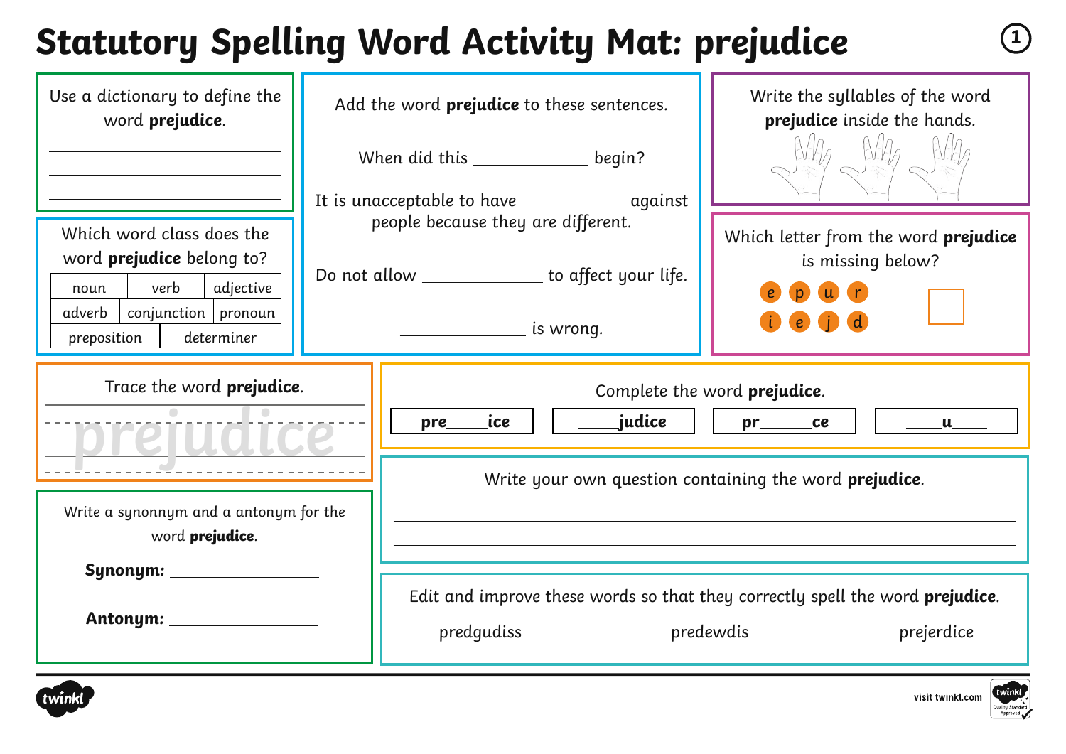# Statutory Spelling Word Activity Mat: prejudice

Use a dictionary to define the word **prejudice**.

______________________

______________________

______________________

Which word class does the word **prejudice** belong to?

| noun | verb | adjective |
|---|---|---|
| adverb | conjunction | pronoun |
| preposition | determiner | |

Add the word **prejudice** to these sentences.

When did this ____________ begin?

It is unacceptable to have ___________ against people because they are different.

Do not allow _____________ to affect your life.

_____________ is wrong.

Write the syllables of the word **prejudice** inside the hands.

Which letter from the word **prejudice** is missing below?

e p u r
i e j d

☐

Trace the word **prejudice**.

prejudice

Complete the word **prejudice**.

| pre____ice | ____judice | pr______ce | ____u____ |
|---|---|---|---|

Write a synonnym and a antonym for the word **prejudice**.

**Synonym:** ________________

**Antonym:** ________________

Write your own question containing the word **prejudice**.

______________________________________________

______________________________________________

Edit and improve these words so that they correctly spell the word **prejudice**.

predgudiss    predewdis    prejerdice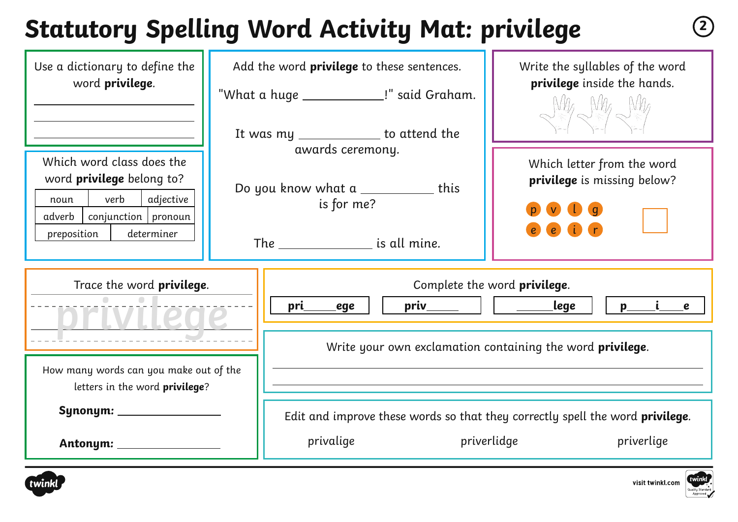# Statutory Spelling Word Activity Mat: privilege

Use a dictionary to define the word **privilege**.

_______________________________

_______________________________

_______________________________

Which word class does the word **privilege** belong to?

| noun | verb | adjective |
|---|---|---|
| adverb | conjunction | pronoun |
| preposition | determiner | |

Add the word **privilege** to these sentences.

"What a huge ____________!" said Graham.

It was my ____________ to attend the awards ceremony.

Do you know what a ___________ this is for me?

The ______________ is all mine.

Write the syllables of the word **privilege** inside the hands.

Which letter from the word **privilege** is missing below?

p v l g

e e i r

Trace the word **privilege**.

privilege

Complete the word **privilege**.

| **pri_____ege** | **priv_____** | **_____lege** | **p____i____e** |
|---|---|---|---|

How many words can you make out of the letters in the word **privilege**?

**Synonym:** ________________

**Antonym:** ________________

Write your own exclamation containing the word **privilege**.

_______________________________

_______________________________

Edit and improve these words so that they correctly spell the word **privilege**.

privalige          priverlidge          priverlige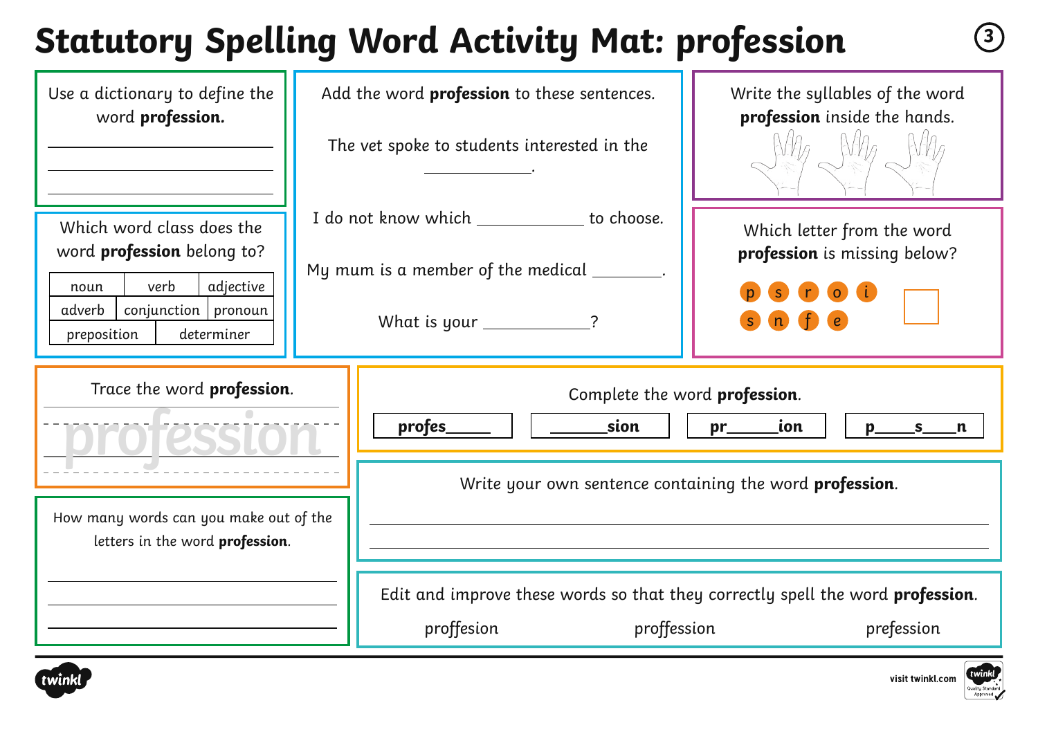# Statutory Spelling Word Activity Mat: profession

Use a dictionary to define the word **profession.**

\_\_\_\_\_\_\_\_\_\_\_\_\_\_\_\_\_\_\_\_\_\_\_\_

\_\_\_\_\_\_\_\_\_\_\_\_\_\_\_\_\_\_\_\_\_\_\_\_

\_\_\_\_\_\_\_\_\_\_\_\_\_\_\_\_\_\_\_\_\_\_\_\_

Which word class does the word **profession** belong to?

| noun | verb | adjective |
|---|---|---|
| adverb | conjunction | pronoun |
| preposition | determiner | |

Add the word **profession** to these sentences.

The vet spoke to students interested in the \_\_\_\_\_\_\_\_\_\_\_\_.

I do not know which \_\_\_\_\_\_\_\_\_\_\_\_ to choose.

My mum is a member of the medical \_\_\_\_\_\_\_\_.

What is your \_\_\_\_\_\_\_\_\_\_\_\_?

Write the syllables of the word **profession** inside the hands.

Which letter from the word **profession** is missing below?

p s r o i s n f e

Trace the word **profession**.

profession

Complete the word **profession**.

| profes\_\_\_\_\_ | \_\_\_\_\_\_sion | pr\_\_\_\_\_\_ion | p\_\_\_\_\_s\_\_\_\_n |
|---|---|---|---|

How many words can you make out of the letters in the word **profession**.

\_\_\_\_\_\_\_\_\_\_\_\_\_\_\_\_\_\_\_\_\_\_\_\_

\_\_\_\_\_\_\_\_\_\_\_\_\_\_\_\_\_\_\_\_\_\_\_\_

\_\_\_\_\_\_\_\_\_\_\_\_\_\_\_\_\_\_\_\_\_\_\_\_

Write your own sentence containing the word **profession**.

\_\_\_\_\_\_\_\_\_\_\_\_\_\_\_\_\_\_\_\_\_\_\_\_\_\_\_\_\_\_\_\_\_\_\_\_\_\_\_\_\_\_\_\_\_\_

\_\_\_\_\_\_\_\_\_\_\_\_\_\_\_\_\_\_\_\_\_\_\_\_\_\_\_\_\_\_\_\_\_\_\_\_\_\_\_\_\_\_\_\_\_\_

Edit and improve these words so that they correctly spell the word **profession**.

proffesion proffession prefession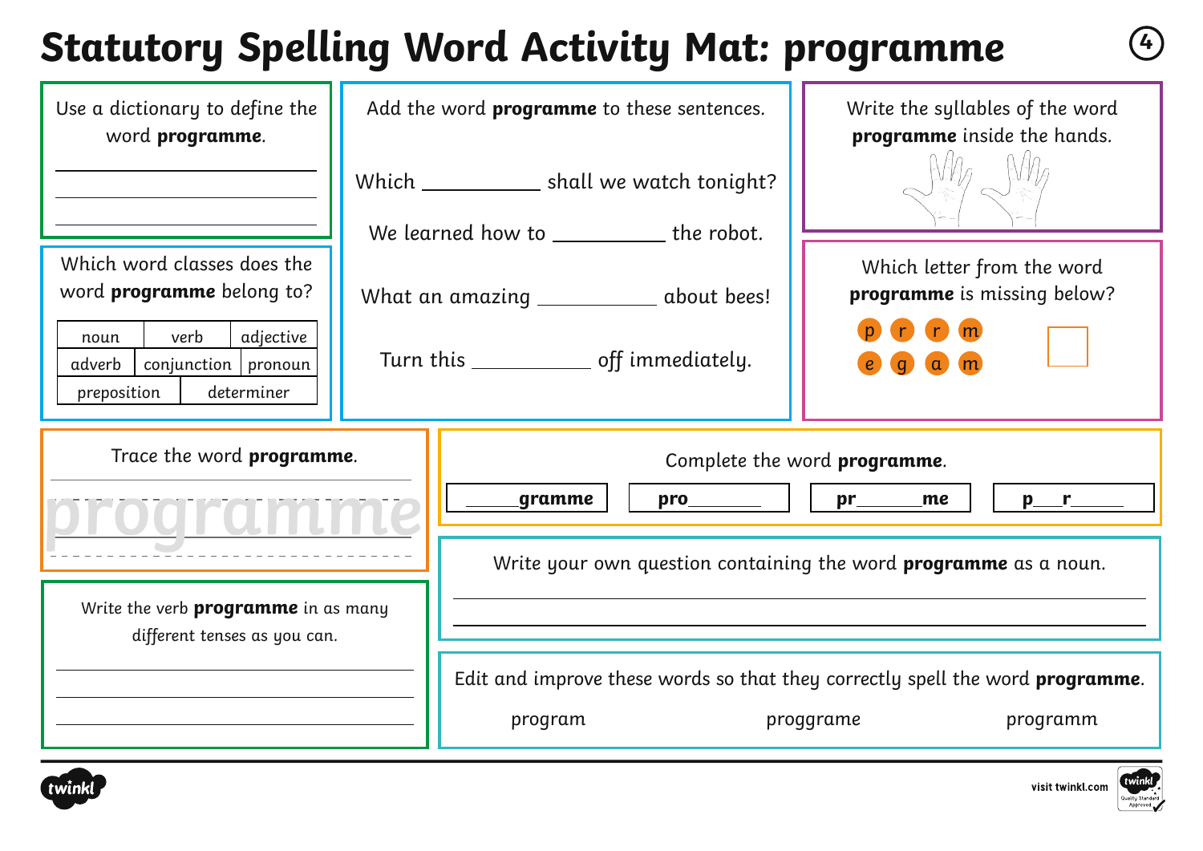# Statutory Spelling Word Activity Mat: programme

Use a dictionary to define the word **programme**.

______________________________

______________________________

______________________________

Which word classes does the word **programme** belong to?

| noun | verb | adjective |
| --- | --- | --- |
| adverb | conjunction | pronoun |
| preposition | determiner | |

Add the word **programme** to these sentences.

Which __________ shall we watch tonight?

We learned how to __________ the robot.

What an amazing __________ about bees!

Turn this __________ off immediately.

Write the syllables of the word **programme** inside the hands.

Which letter from the word **programme** is missing below?

p r r m

e g a m

Trace the word **programme**.

programme

Complete the word **programme**.

| ______gramme | pro______ | pr______me | p___r_____ |
| --- | --- | --- | --- |

Write the verb **programme** in as many different tenses as you can.

______________________________

______________________________

______________________________

Write your own question containing the word **programme** as a noun.

______________________________

______________________________

Edit and improve these words so that they correctly spell the word **programme**.

program proggrame programm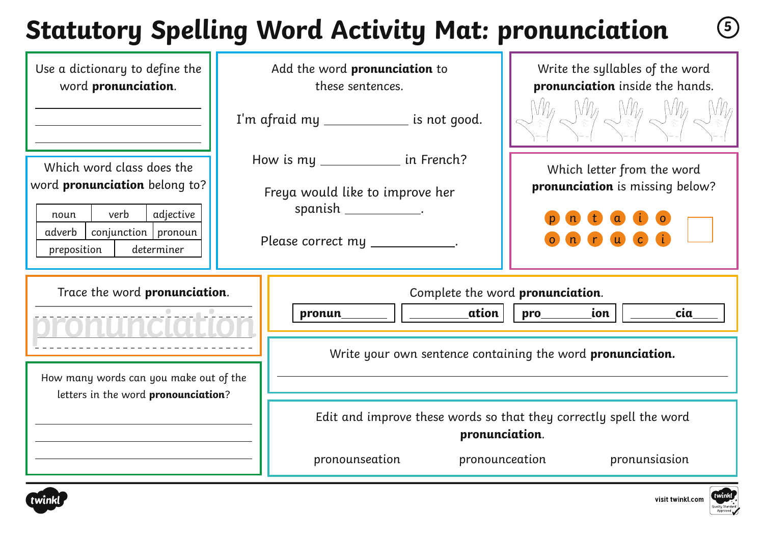# Statutory Spelling Word Activity Mat: pronunciation

Use a dictionary to define the word **pronunciation**.

______________________

______________________

______________________

Which word class does the word **pronunciation** belong to?

| | | |
|---|---|---|
| noun | verb | adjective |
| adverb | conjunction | pronoun |
| preposition | determiner | |

Add the word **pronunciation** to these sentences.

I'm afraid my ____________ is not good.

How is my ____________ in French?

Freya would like to improve her spanish ____________.

Please correct my ____________.

Write the syllables of the word **pronunciation** inside the hands.

Which letter from the word **pronunciation** is missing below?

p n t a i o
o n r u c i

Trace the word **pronunciation**.

pronunciation

Complete the word **pronunciation**.

| | | | |
|---|---|---|---|
| pronun_______ | _________ation | pro________ion | _______cia____ |

How many words can you make out of the letters in the word **pronounciation**?

______________________

______________________

______________________

Write your own sentence containing the word **pronunciation.**

______________________

Edit and improve these words so that they correctly spell the word **pronunciation**.

pronounseation pronounceation pronunsiasion